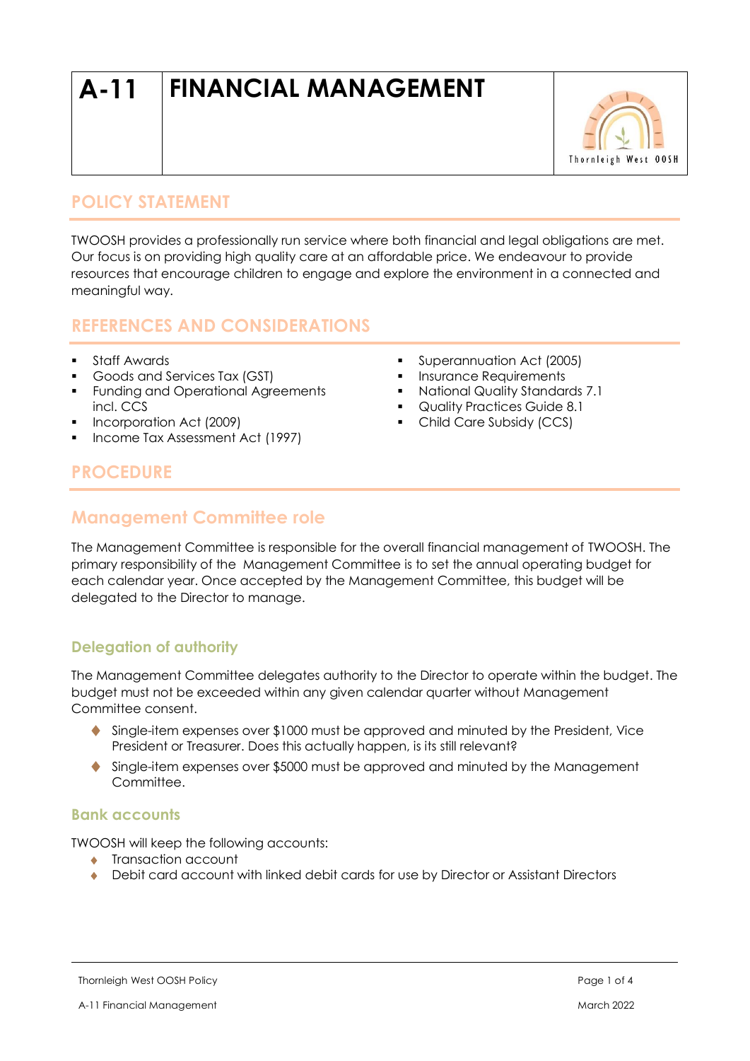# A-11 FINANCIAL MANAGEMENT

## POLICY STATEMENT

TWOOSH provides a professionally run service where both financial and legal obligations are met. Our focus is on providing high quality care at an affordable price. We endeavour to provide resources that encourage children to engage and explore the environment in a connected and meaningful way.

## REFERENCES AND CONSIDERATIONS

- Staff Awards
- Goods and Services Tax (GST)
- Funding and Operational Agreements incl. CCS
- Incorporation Act (2009)
- Income Tax Assessment Act (1997)
- Superannuation Act (2005)
- Insurance Requirements
- National Quality Standards 7.1
- Quality Practices Guide 8.1
- Child Care Subsidy (CCS)

## PROCEDURE

## Management Committee role

The Management Committee is responsible for the overall financial management of TWOOSH. The primary responsibility of the Management Committee is to set the annual operating budget for each calendar year. Once accepted by the Management Committee, this budget will be delegated to the Director to manage.

### Delegation of authority

The Management Committee delegates authority to the Director to operate within the budget. The budget must not be exceeded within any given calendar quarter without Management Committee consent.

- Single-item expenses over $1000 must be approved and minuted by the President, Vice President or Treasurer. Does this actually happen, is its still relevant?
- Single-item expenses over $5000 must be approved and minuted by the Management Committee.

### Bank accounts

TWOOSH will keep the following accounts:

- Transaction account
- Debit card account with linked debit cards for use by Director or Assistant Directors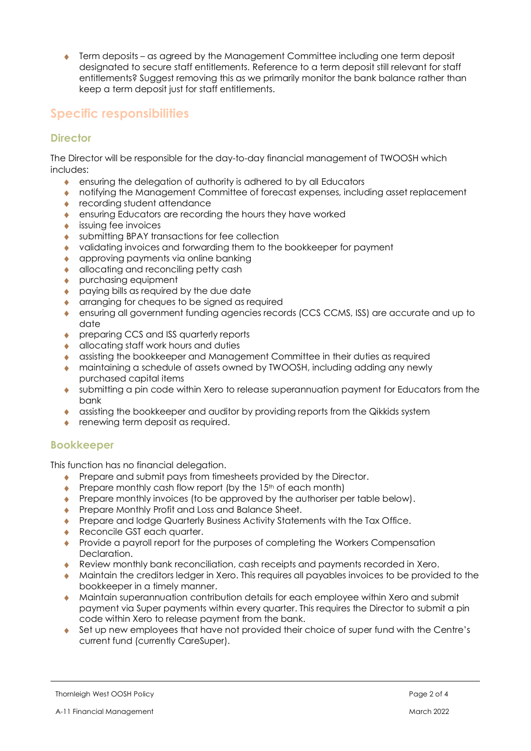- Term deposits – as agreed by the Management Committee including one term deposit designated to secure staff entitlements. Reference to a term deposit still relevant for staff entitlements? Suggest removing this as we primarily monitor the bank balance rather than keep a term deposit just for staff entitlements.

## Specific responsibilities

### Director

The Director will be responsible for the day-to-day financial management of TWOOSH which includes:

- ensuring the delegation of authority is adhered to by all Educators
- notifying the Management Committee of forecast expenses, including asset replacement
- recording student attendance
- ensuring Educators are recording the hours they have worked
- issuing fee invoices
- submitting BPAY transactions for fee collection
- validating invoices and forwarding them to the bookkeeper for payment
- approving payments via online banking
- allocating and reconciling petty cash
- purchasing equipment
- paying bills as required by the due date
- arranging for cheques to be signed as required
- ensuring all government funding agencies records (CCS CCMS, ISS) are accurate and up to date
- preparing CCS and ISS quarterly reports
- allocating staff work hours and duties
- assisting the bookkeeper and Management Committee in their duties as required
- maintaining a schedule of assets owned by TWOOSH, including adding any newly purchased capital items
- submitting a pin code within Xero to release superannuation payment for Educators from the bank
- assisting the bookkeeper and auditor by providing reports from the Qikkids system
- renewing term deposit as required.

### Bookkeeper

This function has no financial delegation.

- Prepare and submit pays from timesheets provided by the Director.
- Prepare monthly cash flow report (by the 15th of each month)
- Prepare monthly invoices (to be approved by the authoriser per table below).
- Prepare Monthly Profit and Loss and Balance Sheet.
- Prepare and lodge Quarterly Business Activity Statements with the Tax Office.
- Reconcile GST each quarter.
- Provide a payroll report for the purposes of completing the Workers Compensation Declaration.
- Review monthly bank reconciliation, cash receipts and payments recorded in Xero.
- Maintain the creditors ledger in Xero. This requires all payables invoices to be provided to the bookkeeper in a timely manner.
- Maintain superannuation contribution details for each employee within Xero and submit payment via Super payments within every quarter. This requires the Director to submit a pin code within Xero to release payment from the bank.
- Set up new employees that have not provided their choice of super fund with the Centre's current fund (currently CareSuper).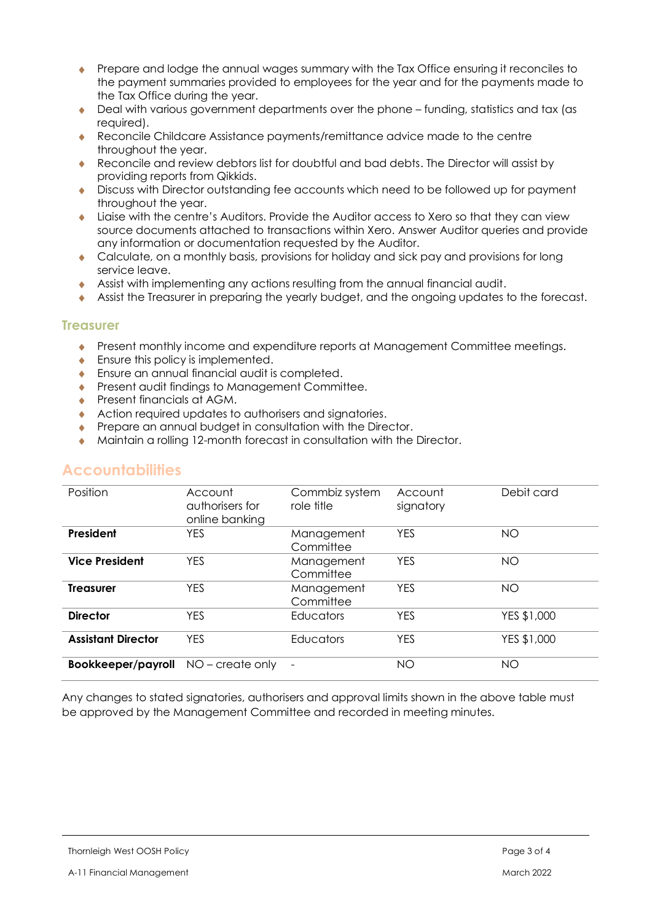- Prepare and lodge the annual wages summary with the Tax Office ensuring it reconciles to the payment summaries provided to employees for the year and for the payments made to the Tax Office during the year.
- Deal with various government departments over the phone – funding, statistics and tax (as required).
- Reconcile Childcare Assistance payments/remittance advice made to the centre throughout the year.
- Reconcile and review debtors list for doubtful and bad debts. The Director will assist by providing reports from Qikkids.
- Discuss with Director outstanding fee accounts which need to be followed up for payment throughout the year.
- Liaise with the centre's Auditors. Provide the Auditor access to Xero so that they can view source documents attached to transactions within Xero. Answer Auditor queries and provide any information or documentation requested by the Auditor.
- Calculate, on a monthly basis, provisions for holiday and sick pay and provisions for long service leave.
- Assist with implementing any actions resulting from the annual financial audit.
- Assist the Treasurer in preparing the yearly budget, and the ongoing updates to the forecast.

### Treasurer

- Present monthly income and expenditure reports at Management Committee meetings.
- Ensure this policy is implemented.
- Ensure an annual financial audit is completed.
- Present audit findings to Management Committee.
- Present financials at AGM.
- Action required updates to authorisers and signatories.
- Prepare an annual budget in consultation with the Director.
- Maintain a rolling 12-month forecast in consultation with the Director.

## Accountabilities

| Position | Account authorisers for online banking | Commbiz system role title | Account signatory | Debit card |
|---|---|---|---|---|
| **President** | YES | Management Committee | YES | NO |
| **Vice President** | YES | Management Committee | YES | NO |
| **Treasurer** | YES | Management Committee | YES | NO |
| **Director** | YES | Educators | YES | YES $1,000 |
| **Assistant Director** | YES | Educators | YES | YES $1,000 |
| **Bookkeeper/payroll** | NO – create only | - | NO | NO |

Any changes to stated signatories, authorisers and approval limits shown in the above table must be approved by the Management Committee and recorded in meeting minutes.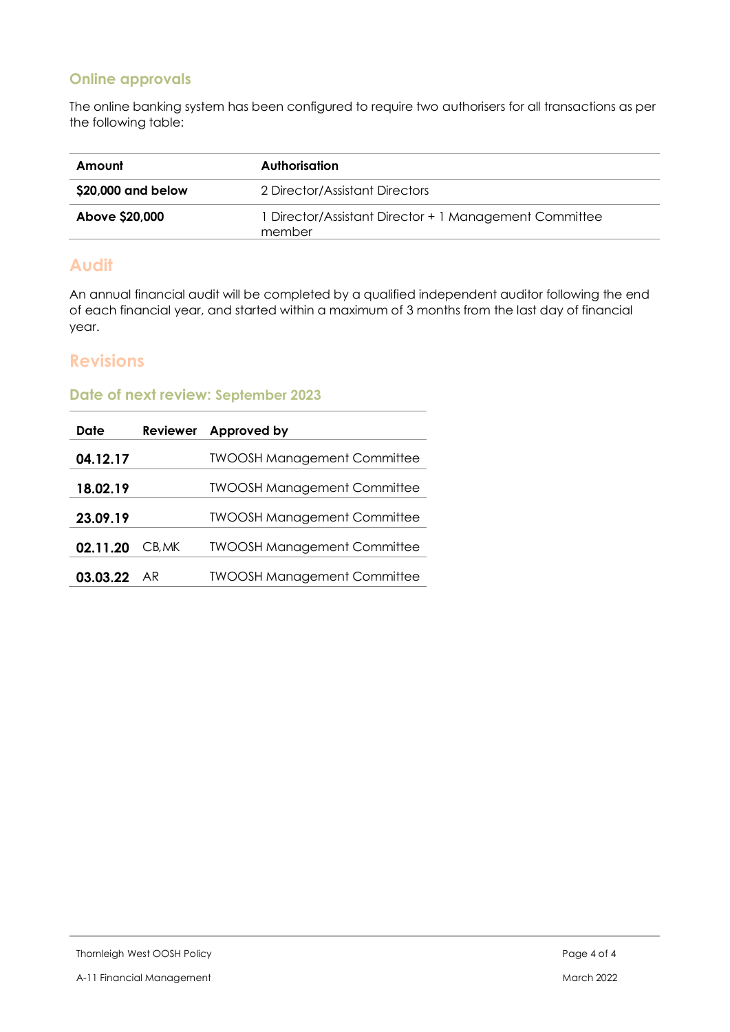### Online approvals

The online banking system has been configured to require two authorisers for all transactions as per the following table:

| Amount | Authorisation |
|---|---|
| **$20,000 and below** | 2 Director/Assistant Directors |
| **Above $20,000** | 1 Director/Assistant Director + 1 Management Committee member |

## Audit

An annual financial audit will be completed by a qualified independent auditor following the end of each financial year, and started within a maximum of 3 months from the last day of financial year.

## Revisions

### Date of next review: September 2023

| Date | Reviewer | Approved by |
|---|---|---|
| **04.12.17** | | TWOOSH Management Committee |
| **18.02.19** | | TWOOSH Management Committee |
| **23.09.19** | | TWOOSH Management Committee |
| **02.11.20** | CB,MK | TWOOSH Management Committee |
| **03.03.22** | AR | TWOOSH Management Committee |